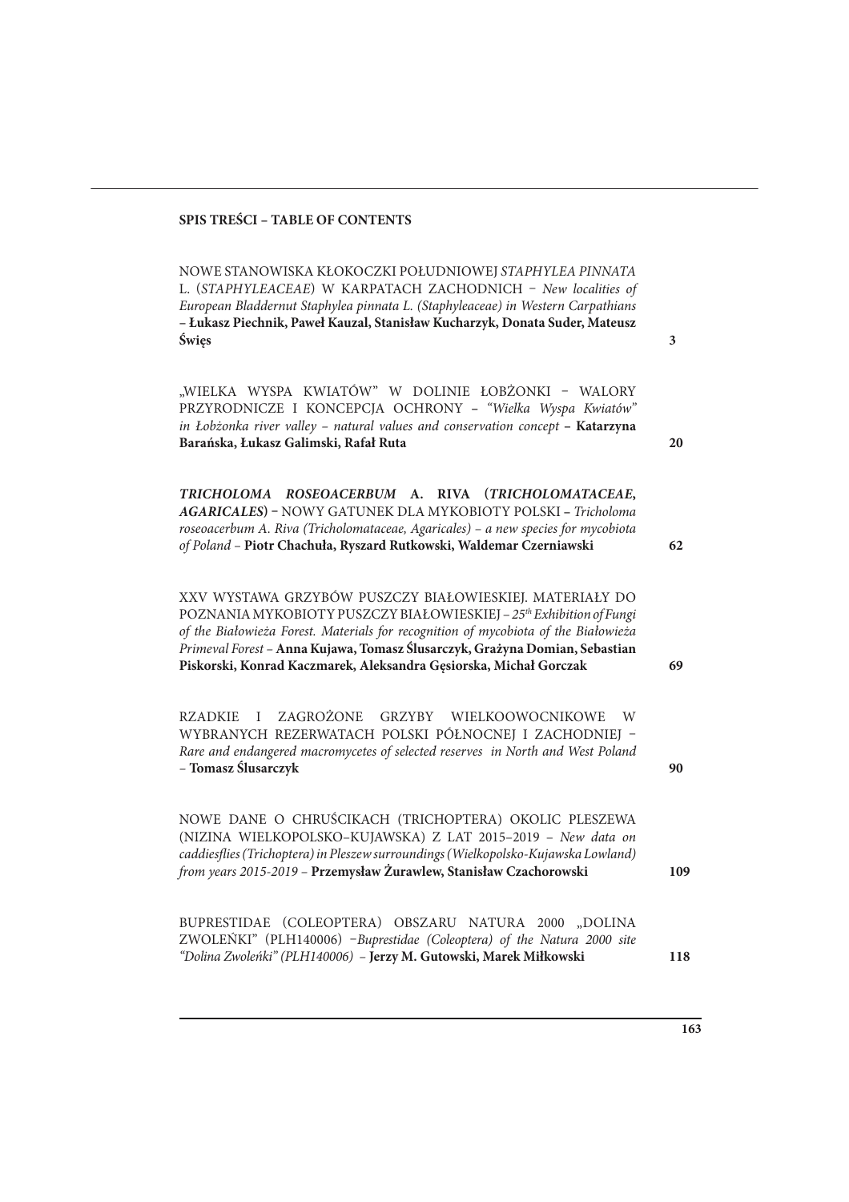## SPIS TREŚCI – TABLE OF CONTENTS

| | |
|---|---|
| NOWE STANOWISKA KŁOKOCZKI POŁUDNIOWEJ *STAPHYLEA PINNATA* L. (*STAPHYLEACEAE*) W KARPATACH ZACHODNICH – *New localities of European Bladdernut Staphylea pinnata L. (Staphyleaceae) in Western Carpathians* – **Łukasz Piechnik, Paweł Kauzal, Stanisław Kucharzyk, Donata Suder, Mateusz Święs** | **3** |
| „WIELKA WYSPA KWIATÓW" W DOLINIE ŁOBŻONKI – WALORY PRZYRODNICZE I KONCEPCJA OCHRONY – *"Wielka Wyspa Kwiatów" in Łobżonka river valley – natural values and conservation concept* – **Katarzyna Barańska, Łukasz Galimski, Rafał Ruta** | **20** |
| ***TRICHOLOMA ROSEOACERBUM* A. RIVA (*TRICHOLOMATACEAE, AGARICALES*)** – NOWY GATUNEK DLA MYKOBIOTY POLSKI – *Tricholoma roseoacerbum A. Riva (Tricholomataceae, Agaricales) – a new species for mycobiota of Poland* – **Piotr Chachuła, Ryszard Rutkowski, Waldemar Czerniawski** | **62** |
| XXV WYSTAWA GRZYBÓW PUSZCZY BIAŁOWIESKIEJ. MATERIAŁY DO POZNANIA MYKOBIOTY PUSZCZY BIAŁOWIESKIEJ – *25th Exhibition of Fungi of the Białowieża Forest. Materials for recognition of mycobiota of the Białowieża Primeval Forest* – **Anna Kujawa, Tomasz Ślusarczyk, Grażyna Domian, Sebastian Piskorski, Konrad Kaczmarek, Aleksandra Gęsiorska, Michał Gorczak** | **69** |
| RZADKIE I ZAGROŻONE GRZYBY WIELKOOWOCNIKOWE W WYBRANYCH REZERWATACH POLSKI PÓŁNOCNEJ I ZACHODNIEJ – *Rare and endangered macromycetes of selected reserves in North and West Poland* – **Tomasz Ślusarczyk** | **90** |
| NOWE DANE O CHRUŚCIKACH (TRICHOPTERA) OKOLIC PLESZEWA (NIZINA WIELKOPOLSKO–KUJAWSKA) Z LAT 2015–2019 – *New data on caddiesflies (Trichoptera) in Pleszew surroundings (Wielkopolsko-Kujawska Lowland) from years 2015-2019* – **Przemysław Żurawlew, Stanisław Czachorowski** | **109** |
| BUPRESTIDAE (COLEOPTERA) OBSZARU NATURA 2000 „DOLINA ZWOLEŃKI" (PLH140006) –*Buprestidae (Coleoptera) of the Natura 2000 site "Dolina Zwoleńki" (PLH140006)* – **Jerzy M. Gutowski, Marek Miłkowski** | **118** |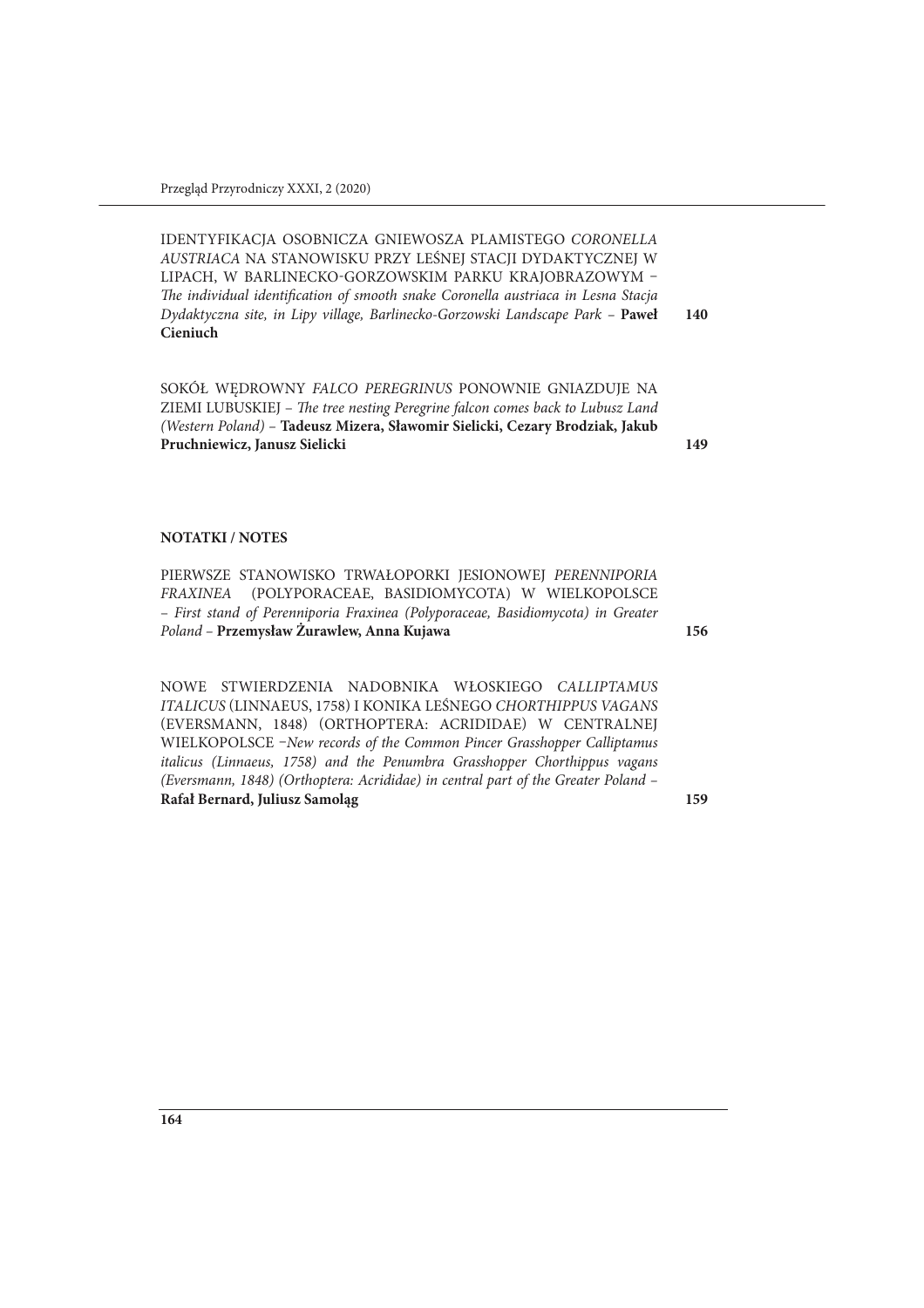IDENTYFIKACJA OSOBNICZA GNIEWOSZA PLAMISTEGO *CORONELLA AUSTRIACA* NA STANOWISKU PRZY LEŚNEJ STACJI DYDAKTYCZNEJ W LIPACH, W BARLINECKO-GORZOWSKIM PARKU KRAJOBRAZOWYM – *The individual identification of smooth snake Coronella austriaca in Lesna Stacja Dydaktyczna site, in Lipy village, Barlinecko-Gorzowski Landscape Park* – **Paweł Cieniuch** **140**

SOKÓŁ WĘDROWNY *FALCO PEREGRINUS* PONOWNIE GNIAZDUJE NA ZIEMI LUBUSKIEJ – *The tree nesting Peregrine falcon comes back to Lubusz Land (Western Poland)* – **Tadeusz Mizera, Sławomir Sielicki, Cezary Brodziak, Jakub Pruchniewicz, Janusz Sielicki** **149**

## NOTATKI / NOTES

PIERWSZE STANOWISKO TRWAŁOPORKI JESIONOWEJ *PERENNIPORIA FRAXINEA* (POLYPORACEAE, BASIDIOMYCOTA) W WIELKOPOLSCE – *First stand of Perenniporia Fraxinea (Polyporaceae, Basidiomycota) in Greater Poland* – **Przemysław Żurawlew, Anna Kujawa** **156**

NOWE STWIERDZENIA NADOBNIKA WŁOSKIEGO *CALLIPTAMUS ITALICUS* (LINNAEUS, 1758) I KONIKA LEŚNEGO *CHORTHIPPUS VAGANS* (EVERSMANN, 1848) (ORTHOPTERA: ACRIDIDAE) W CENTRALNEJ WIELKOPOLSCE –*New records of the Common Pincer Grasshopper Calliptamus italicus (Linnaeus, 1758) and the Penumbra Grasshopper Chorthippus vagans (Eversmann, 1848) (Orthoptera: Acrididae) in central part of the Greater Poland* – **Rafał Bernard, Juliusz Samoląg** **159**